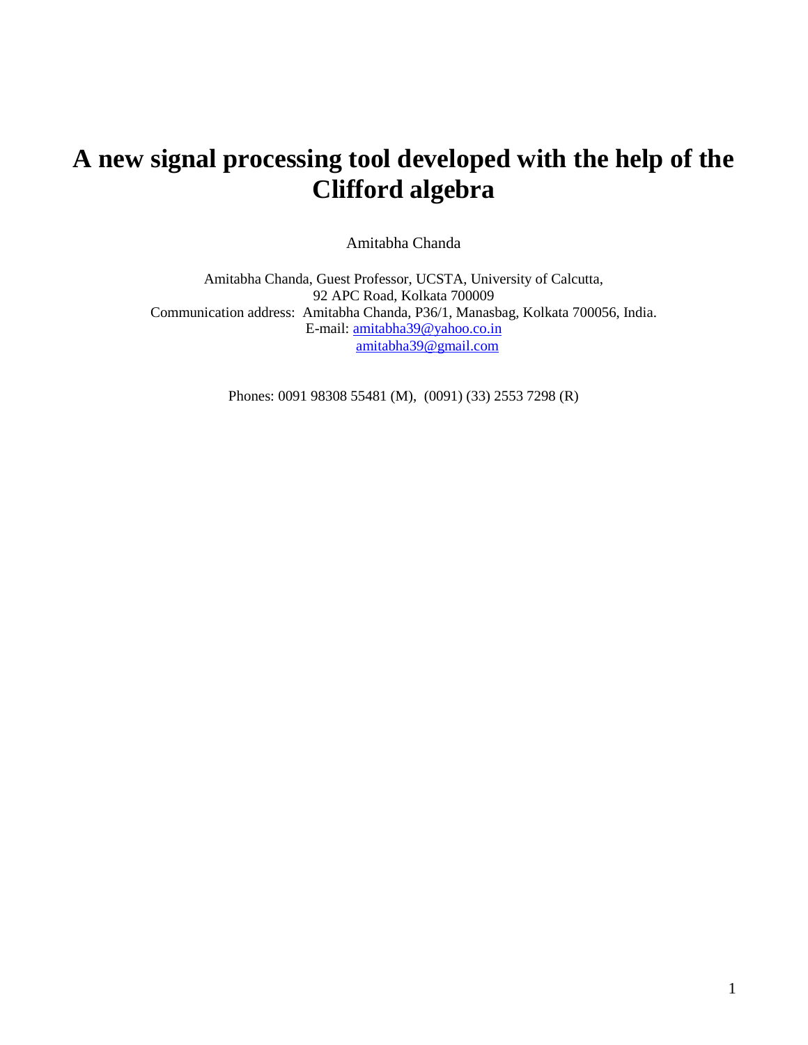# A new signal processing tool developed with the help of the Clifford algebra

Amitabha Chanda

Amitabha Chanda, Guest Professor, UCSTA, University of Calcutta,
92 APC Road, Kolkata 700009
Communication address: Amitabha Chanda, P36/1, Manasbag, Kolkata 700056, India.
E-mail: amitabha39@yahoo.co.in
amitabha39@gmail.com

Phones: 0091 98308 55481 (M), (0091) (33) 2553 7298 (R)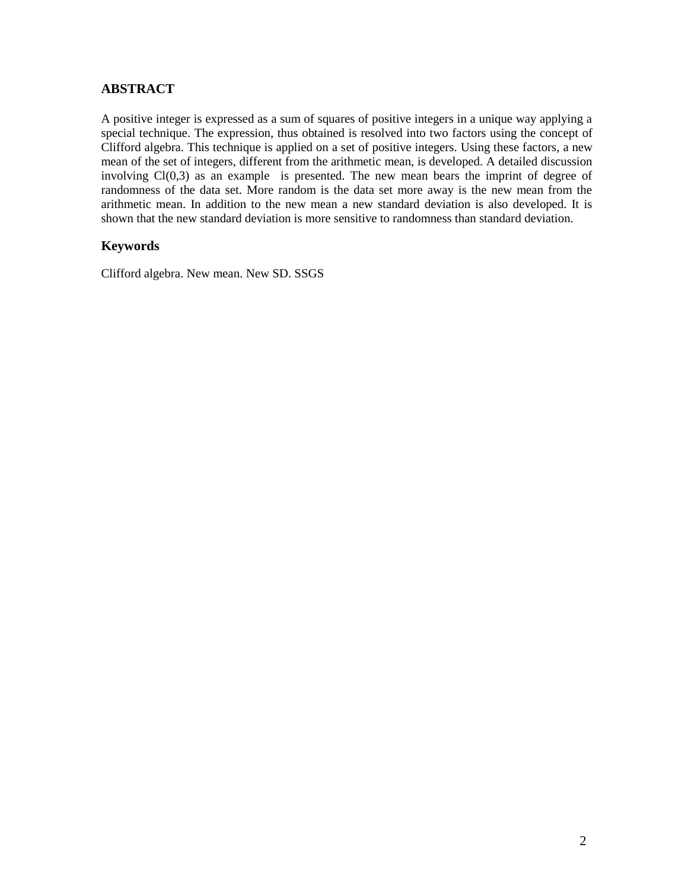## ABSTRACT

A positive integer is expressed as a sum of squares of positive integers in a unique way applying a special technique. The expression, thus obtained is resolved into two factors using the concept of Clifford algebra. This technique is applied on a set of positive integers. Using these factors, a new mean of the set of integers, different from the arithmetic mean, is developed. A detailed discussion involving Cl(0,3) as an example is presented. The new mean bears the imprint of degree of randomness of the data set. More random is the data set more away is the new mean from the arithmetic mean. In addition to the new mean a new standard deviation is also developed. It is shown that the new standard deviation is more sensitive to randomness than standard deviation.

## Keywords

Clifford algebra. New mean. New SD. SSGS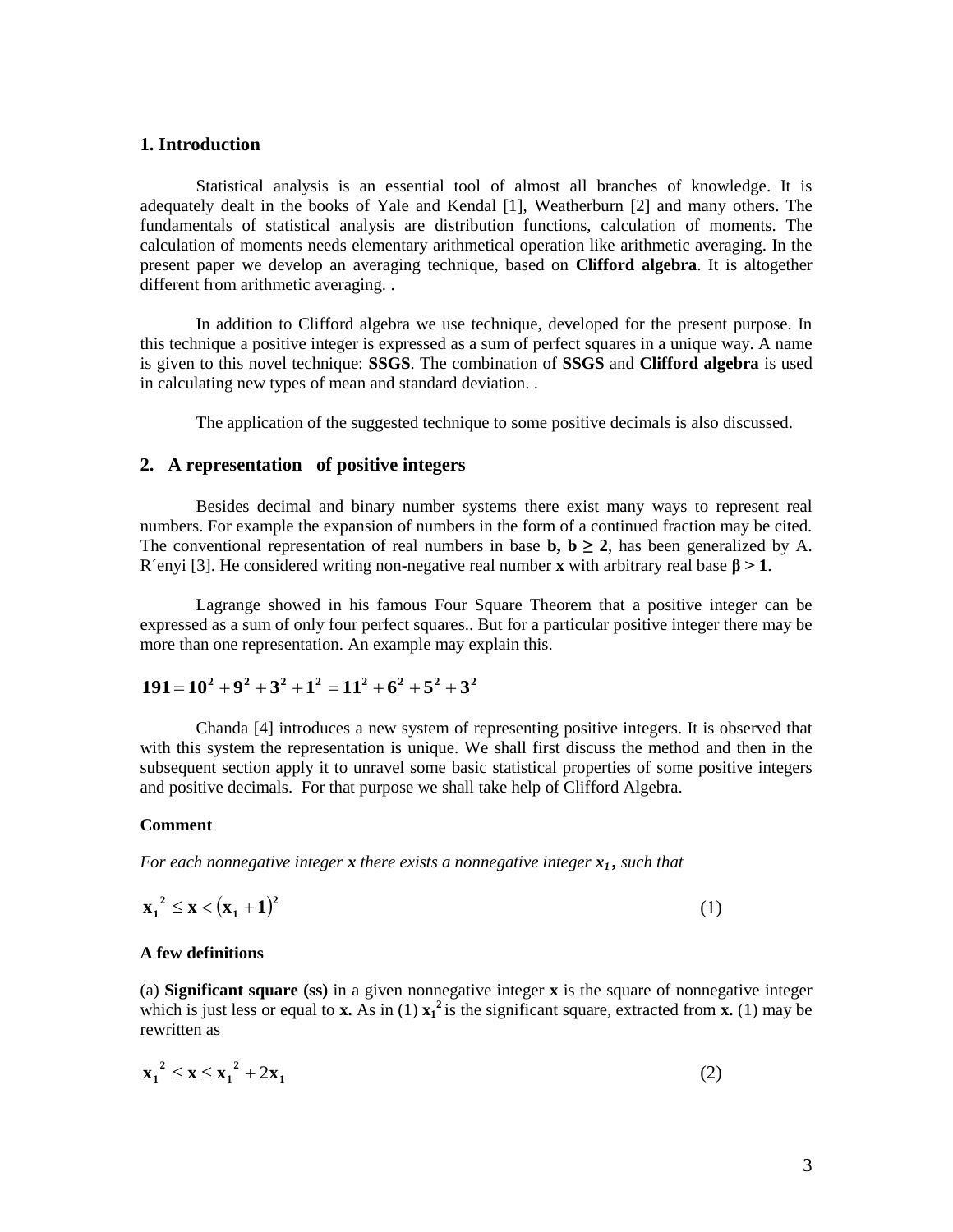## 1. Introduction

Statistical analysis is an essential tool of almost all branches of knowledge. It is adequately dealt in the books of Yale and Kendal [1], Weatherburn [2] and many others. The fundamentals of statistical analysis are distribution functions, calculation of moments. The calculation of moments needs elementary arithmetical operation like arithmetic averaging. In the present paper we develop an averaging technique, based on **Clifford algebra**. It is altogether different from arithmetic averaging. .

In addition to Clifford algebra we use technique, developed for the present purpose. In this technique a positive integer is expressed as a sum of perfect squares in a unique way. A name is given to this novel technique: **SSGS**. The combination of **SSGS** and **Clifford algebra** is used in calculating new types of mean and standard deviation. .

The application of the suggested technique to some positive decimals is also discussed.

## 2. A representation of positive integers

Besides decimal and binary number systems there exist many ways to represent real numbers. For example the expansion of numbers in the form of a continued fraction may be cited. The conventional representation of real numbers in base **b**, $\mathbf{b \geq 2}$, has been generalized by A. R´enyi [3]. He considered writing non-negative real number **x** with arbitrary real base $\boldsymbol{\beta > 1}$.

Lagrange showed in his famous Four Square Theorem that a positive integer can be expressed as a sum of only four perfect squares.. But for a particular positive integer there may be more than one representation. An example may explain this.

$$\mathbf{191 = 10^2 + 9^2 + 3^2 + 1^2 = 11^2 + 6^2 + 5^2 + 3^2}$$

Chanda [4] introduces a new system of representing positive integers. It is observed that with this system the representation is unique. We shall first discuss the method and then in the subsequent section apply it to unravel some basic statistical properties of some positive integers and positive decimals. For that purpose we shall take help of Clifford Algebra.

**Comment**

*For each nonnegative integer **x** there exists a nonnegative integer $\mathbf{x_1}$, such that*

$$\mathbf{x_1}^2 \leq \mathbf{x} < (\mathbf{x_1} + \mathbf{1})^2 \tag{1}$$

**A few definitions**

(a) **Significant square (ss)** in a given nonnegative integer **x** is the square of nonnegative integer which is just less or equal to **x.** As in (1) $\mathbf{x_1}^2$ is the significant square, extracted from **x.** (1) may be rewritten as

$$\mathbf{x_1}^2 \leq \mathbf{x} \leq \mathbf{x_1}^2 + 2\mathbf{x_1} \tag{2}$$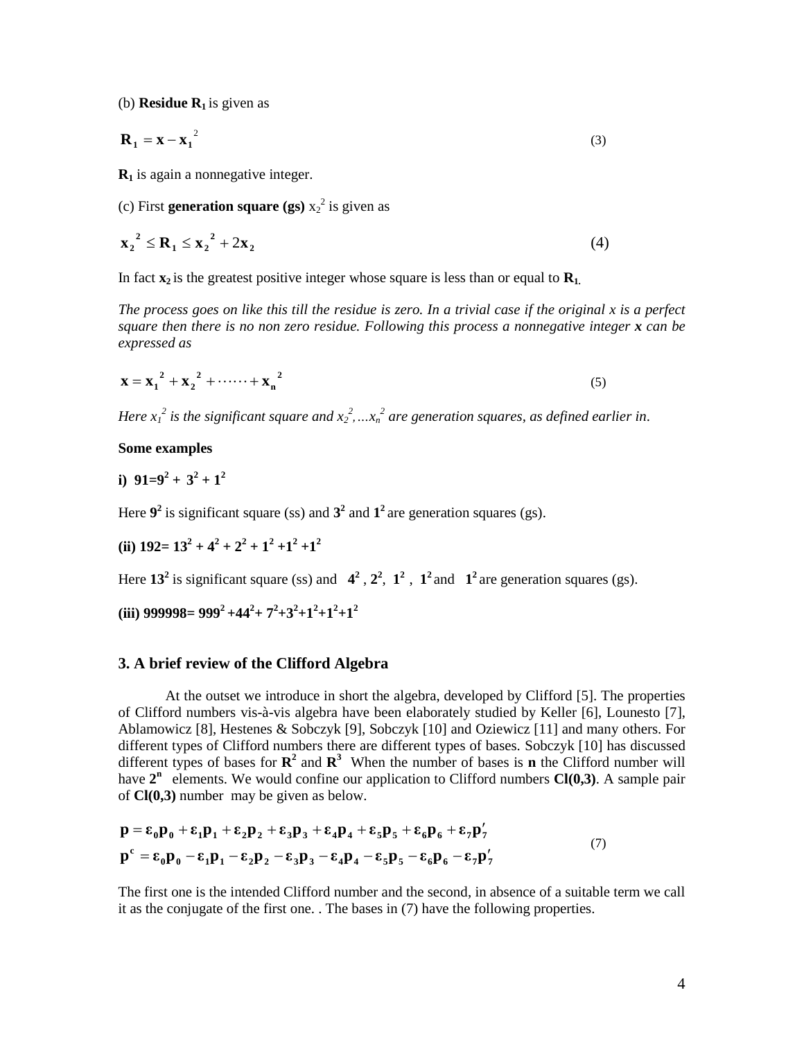(b) **Residue $\mathbf{R_1}$** is given as

$$\mathbf{R_1} = \mathbf{x} - \mathbf{x_1}^2 \tag{3}$$

$\mathbf{R_1}$ is again a nonnegative integer.

(c) First **generation square (gs)** $x_2^2$ is given as

$$\mathbf{x_2}^2 \leq \mathbf{R_1} \leq \mathbf{x_2}^2 + 2\mathbf{x_2} \tag{4}$$

In fact $\mathbf{x_2}$ is the greatest positive integer whose square is less than or equal to $\mathbf{R_1}$.

*The process goes on like this till the residue is zero. In a trivial case if the original x is a perfect square then there is no non zero residue. Following this process a nonnegative integer **x** can be expressed as*

$$\mathbf{x} = \mathbf{x_1}^2 + \mathbf{x_2}^2 + \cdots\cdots + \mathbf{x_n}^2 \tag{5}$$

*Here $x_1^2$ is the significant square and $x_2^2, \ldots x_n^2$ are generation squares, as defined earlier in.*

**Some examples**

**i) $91 = 9^2 + 3^2 + 1^2$**

Here $\mathbf{9^2}$ is significant square (ss) and $\mathbf{3^2}$ and $\mathbf{1^2}$ are generation squares (gs).

**(ii) $192 = 13^2 + 4^2 + 2^2 + 1^2 + 1^2 + 1^2$**

Here $\mathbf{13^2}$ is significant square (ss) and $\mathbf{4^2}$, $\mathbf{2^2}$, $\mathbf{1^2}$, $\mathbf{1^2}$ and $\mathbf{1^2}$ are generation squares (gs).

**(iii) $999998 = 999^2 + 44^2 + 7^2 + 3^2 + 1^2 + 1^2 + 1^2$**

## 3. A brief review of the Clifford Algebra

At the outset we introduce in short the algebra, developed by Clifford [5]. The properties of Clifford numbers vis-à-vis algebra have been elaborately studied by Keller [6], Lounesto [7], Ablamowicz [8], Hestenes & Sobczyk [9], Sobczyk [10] and Oziewicz [11] and many others. For different types of Clifford numbers there are different types of bases. Sobczyk [10] has discussed different types of bases for $\mathbf{R^2}$ and $\mathbf{R^3}$ When the number of bases is **n** the Clifford number will have $\mathbf{2^n}$ elements. We would confine our application to Clifford numbers **Cl(0,3)**. A sample pair of **Cl(0,3)** number may be given as below.

$$\begin{aligned}
\mathbf{p} &= \boldsymbol{\varepsilon}_0\mathbf{p_0} + \boldsymbol{\varepsilon}_1\mathbf{p_1} + \boldsymbol{\varepsilon}_2\mathbf{p_2} + \boldsymbol{\varepsilon}_3\mathbf{p_3} + \boldsymbol{\varepsilon}_4\mathbf{p_4} + \boldsymbol{\varepsilon}_5\mathbf{p_5} + \boldsymbol{\varepsilon}_6\mathbf{p_6} + \boldsymbol{\varepsilon}_7\mathbf{p'_7} \\
\mathbf{p^c} &= \boldsymbol{\varepsilon}_0\mathbf{p_0} - \boldsymbol{\varepsilon}_1\mathbf{p_1} - \boldsymbol{\varepsilon}_2\mathbf{p_2} - \boldsymbol{\varepsilon}_3\mathbf{p_3} - \boldsymbol{\varepsilon}_4\mathbf{p_4} - \boldsymbol{\varepsilon}_5\mathbf{p_5} - \boldsymbol{\varepsilon}_6\mathbf{p_6} - \boldsymbol{\varepsilon}_7\mathbf{p'_7}
\end{aligned} \tag{7}$$

The first one is the intended Clifford number and the second, in absence of a suitable term we call it as the conjugate of the first one. . The bases in (7) have the following properties.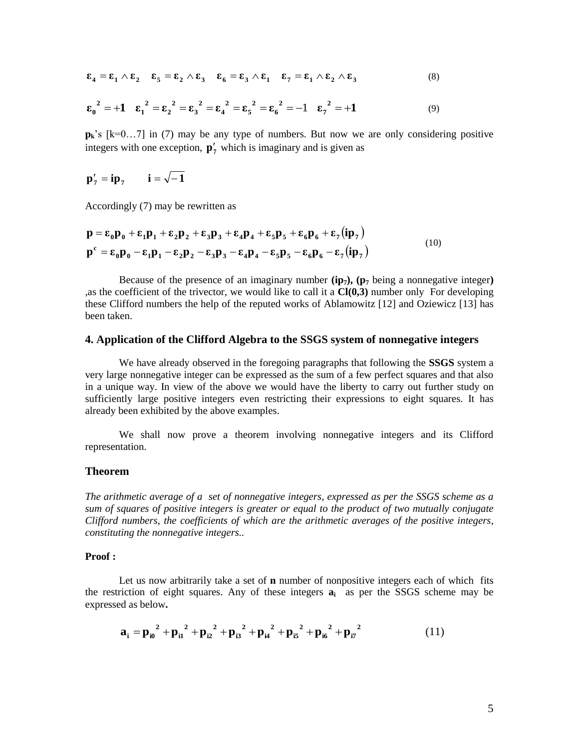$$\boldsymbol{\varepsilon}_4 = \boldsymbol{\varepsilon}_1 \wedge \boldsymbol{\varepsilon}_2 \quad \boldsymbol{\varepsilon}_5 = \boldsymbol{\varepsilon}_2 \wedge \boldsymbol{\varepsilon}_3 \quad \boldsymbol{\varepsilon}_6 = \boldsymbol{\varepsilon}_3 \wedge \boldsymbol{\varepsilon}_1 \quad \boldsymbol{\varepsilon}_7 = \boldsymbol{\varepsilon}_1 \wedge \boldsymbol{\varepsilon}_2 \wedge \boldsymbol{\varepsilon}_3 \tag{8}$$

$$\boldsymbol{\varepsilon}_0{}^2 = +1 \quad \boldsymbol{\varepsilon}_1{}^2 = \boldsymbol{\varepsilon}_2{}^2 = \boldsymbol{\varepsilon}_3{}^2 = \boldsymbol{\varepsilon}_4{}^2 = \boldsymbol{\varepsilon}_5{}^2 = \boldsymbol{\varepsilon}_6{}^2 = -1 \quad \boldsymbol{\varepsilon}_7{}^2 = +1 \tag{9}$$

$\mathbf{p_k}$'s [k=0…7] in (7) may be any type of numbers. But now we are only considering positive integers with one exception, $\mathbf{p}'_7$ which is imaginary and is given as

$$\mathbf{p}'_7 = \mathbf{i}\mathbf{p}_7 \qquad \mathbf{i} = \sqrt{-1}$$

Accordingly (7) may be rewritten as

$$\begin{aligned} \mathbf{p} &= \boldsymbol{\varepsilon}_0\mathbf{p}_0 + \boldsymbol{\varepsilon}_1\mathbf{p}_1 + \boldsymbol{\varepsilon}_2\mathbf{p}_2 + \boldsymbol{\varepsilon}_3\mathbf{p}_3 + \boldsymbol{\varepsilon}_4\mathbf{p}_4 + \boldsymbol{\varepsilon}_5\mathbf{p}_5 + \boldsymbol{\varepsilon}_6\mathbf{p}_6 + \boldsymbol{\varepsilon}_7(\mathbf{i}\mathbf{p}_7) \\ \mathbf{p}^c &= \boldsymbol{\varepsilon}_0\mathbf{p}_0 - \boldsymbol{\varepsilon}_1\mathbf{p}_1 - \boldsymbol{\varepsilon}_2\mathbf{p}_2 - \boldsymbol{\varepsilon}_3\mathbf{p}_3 - \boldsymbol{\varepsilon}_4\mathbf{p}_4 - \boldsymbol{\varepsilon}_5\mathbf{p}_5 - \boldsymbol{\varepsilon}_6\mathbf{p}_6 - \boldsymbol{\varepsilon}_7(\mathbf{i}\mathbf{p}_7) \end{aligned} \tag{10}$$

Because of the presence of an imaginary number **($\mathbf{ip_7}$), ($\mathbf{p_7}$** being a nonnegative integer**)** ,as the coefficient of the trivector, we would like to call it a **Cl(0,3)** number only For developing these Clifford numbers the help of the reputed works of Ablamowitz [12] and Oziewicz [13] has been taken.

## 4. Application of the Clifford Algebra to the SSGS system of nonnegative integers

We have already observed in the foregoing paragraphs that following the **SSGS** system a very large nonnegative integer can be expressed as the sum of a few perfect squares and that also in a unique way. In view of the above we would have the liberty to carry out further study on sufficiently large positive integers even restricting their expressions to eight squares. It has already been exhibited by the above examples.

We shall now prove a theorem involving nonnegative integers and its Clifford representation.

### Theorem

*The arithmetic average of a set of nonnegative integers, expressed as per the SSGS scheme as a sum of squares of positive integers is greater or equal to the product of two mutually conjugate Clifford numbers, the coefficients of which are the arithmetic averages of the positive integers, constituting the nonnegative integers..*

**Proof :**

Let us now arbitrarily take a set of **n** number of nonpositive integers each of which fits the restriction of eight squares. Any of these integers $\mathbf{a_i}$ as per the SSGS scheme may be expressed as below**.**

$$\mathbf{a_i} = \mathbf{p_{i0}}^2 + \mathbf{p_{i1}}^2 + \mathbf{p_{i2}}^2 + \mathbf{p_{i3}}^2 + \mathbf{p_{i4}}^2 + \mathbf{p_{i5}}^2 + \mathbf{p_{i6}}^2 + \mathbf{p_{i7}}^2 \tag{11}$$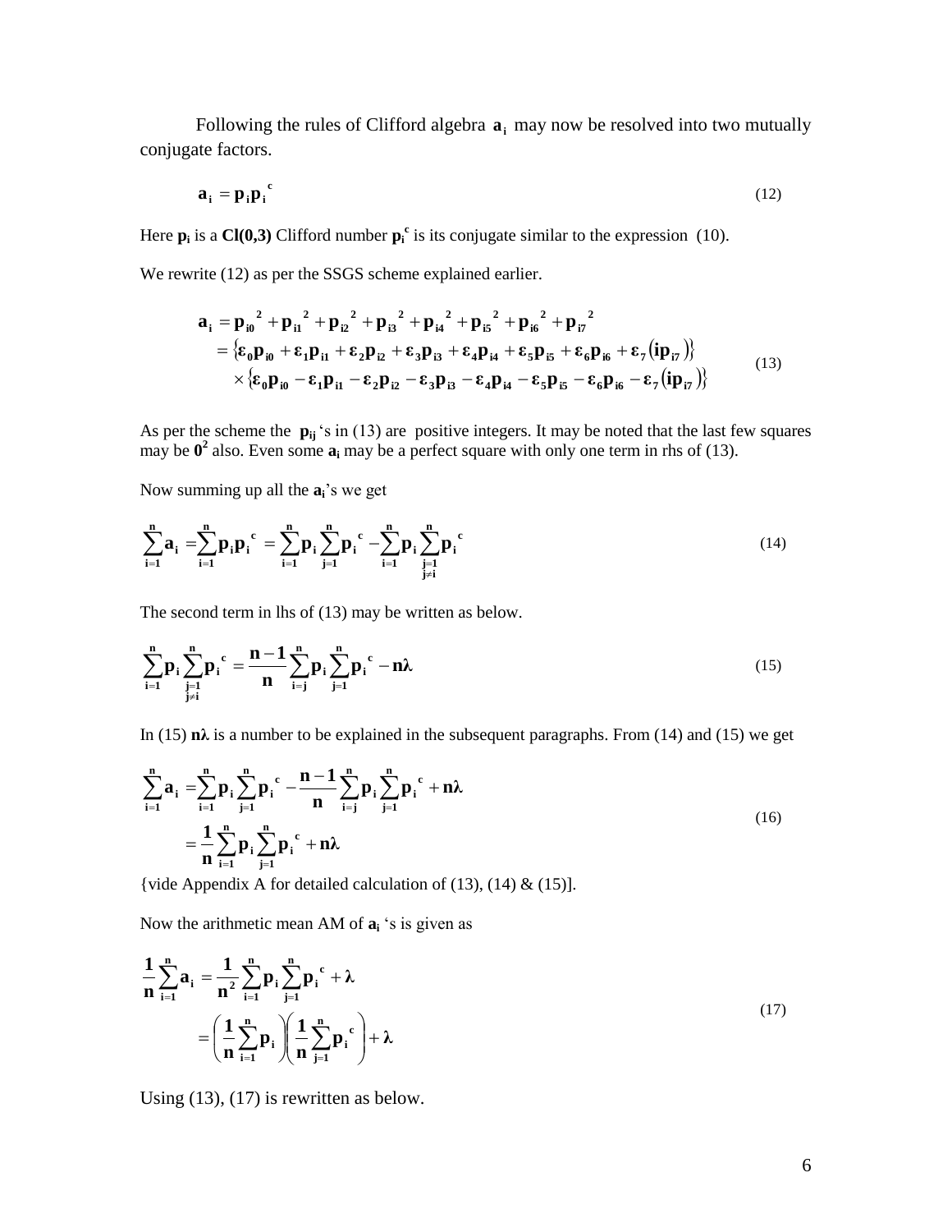Following the rules of Clifford algebra $\mathbf{a_i}$ may now be resolved into two mutually conjugate factors.

$$\mathbf{a_i} = \mathbf{p_i}\mathbf{p_i}^{\mathbf{c}} \tag{12}$$

Here $\mathbf{p_i}$ is a **Cl(0,3)** Clifford number $\mathbf{p_i^c}$ is its conjugate similar to the expression (10).

We rewrite (12) as per the SSGS scheme explained earlier.

$$\begin{aligned}
\mathbf{a_i} &= \mathbf{p_{i0}}^2 + \mathbf{p_{i1}}^2 + \mathbf{p_{i2}}^2 + \mathbf{p_{i3}}^2 + \mathbf{p_{i4}}^2 + \mathbf{p_{i5}}^2 + \mathbf{p_{i6}}^2 + \mathbf{p_{i7}}^2 \\
&= \left\{\boldsymbol{\varepsilon}_0\mathbf{p_{i0}} + \boldsymbol{\varepsilon}_1\mathbf{p_{i1}} + \boldsymbol{\varepsilon}_2\mathbf{p_{i2}} + \boldsymbol{\varepsilon}_3\mathbf{p_{i3}} + \boldsymbol{\varepsilon}_4\mathbf{p_{i4}} + \boldsymbol{\varepsilon}_5\mathbf{p_{i5}} + \boldsymbol{\varepsilon}_6\mathbf{p_{i6}} + \boldsymbol{\varepsilon}_7(\mathbf{ip_{i7}})\right\} \\
&\quad \times \left\{\boldsymbol{\varepsilon}_0\mathbf{p_{i0}} - \boldsymbol{\varepsilon}_1\mathbf{p_{i1}} - \boldsymbol{\varepsilon}_2\mathbf{p_{i2}} - \boldsymbol{\varepsilon}_3\mathbf{p_{i3}} - \boldsymbol{\varepsilon}_4\mathbf{p_{i4}} - \boldsymbol{\varepsilon}_5\mathbf{p_{i5}} - \boldsymbol{\varepsilon}_6\mathbf{p_{i6}} - \boldsymbol{\varepsilon}_7(\mathbf{ip_{i7}})\right\}
\end{aligned} \tag{13}$$

As per the scheme the $\mathbf{p_{ij}}$ 's in (13) are positive integers. It may be noted that the last few squares may be $\mathbf{0^2}$ also. Even some $\mathbf{a_i}$ may be a perfect square with only one term in rhs of (13).

Now summing up all the $\mathbf{a_i}$'s we get

$$\sum_{i=1}^{n}\mathbf{a_i} = \sum_{i=1}^{n}\mathbf{p_i}\mathbf{p_i}^{\mathbf{c}} = \sum_{i=1}^{n}\mathbf{p_i}\sum_{j=1}^{n}\mathbf{p_i}^{\mathbf{c}} - \sum_{i=1}^{n}\mathbf{p_i}\sum_{\substack{j=1\\ j\neq i}}^{n}\mathbf{p_i}^{\mathbf{c}} \tag{14}$$

The second term in lhs of (13) may be written as below.

$$\sum_{i=1}^{n}\mathbf{p_i}\sum_{\substack{j=1\\ j\neq i}}^{n}\mathbf{p_i}^{\mathbf{c}} = \frac{\mathbf{n-1}}{\mathbf{n}}\sum_{i=j}^{n}\mathbf{p_i}\sum_{j=1}^{n}\mathbf{p_i}^{\mathbf{c}} - \mathbf{n\lambda} \tag{15}$$

In (15) $\mathbf{n\lambda}$ is a number to be explained in the subsequent paragraphs. From (14) and (15) we get

$$\begin{aligned}
\sum_{i=1}^{n}\mathbf{a_i} &= \sum_{i=1}^{n}\mathbf{p_i}\sum_{j=1}^{n}\mathbf{p_i}^{\mathbf{c}} - \frac{\mathbf{n-1}}{\mathbf{n}}\sum_{i=j}^{n}\mathbf{p_i}\sum_{j=1}^{n}\mathbf{p_i}^{\mathbf{c}} + \mathbf{n\lambda} \\
&= \frac{\mathbf{1}}{\mathbf{n}}\sum_{i=1}^{n}\mathbf{p_i}\sum_{j=1}^{n}\mathbf{p_i}^{\mathbf{c}} + \mathbf{n\lambda}
\end{aligned} \tag{16}$$

{vide Appendix A for detailed calculation of (13), (14) & (15)].

Now the arithmetic mean AM of $\mathbf{a_i}$ 's is given as

$$\begin{aligned}
\frac{\mathbf{1}}{\mathbf{n}}\sum_{i=1}^{n}\mathbf{a_i} &= \frac{\mathbf{1}}{\mathbf{n^2}}\sum_{i=1}^{n}\mathbf{p_i}\sum_{j=1}^{n}\mathbf{p_i}^{\mathbf{c}} + \boldsymbol{\lambda} \\
&= \left(\frac{\mathbf{1}}{\mathbf{n}}\sum_{i=1}^{n}\mathbf{p_i}\right)\left(\frac{\mathbf{1}}{\mathbf{n}}\sum_{j=1}^{n}\mathbf{p_i}^{\mathbf{c}}\right) + \boldsymbol{\lambda}
\end{aligned} \tag{17}$$

Using (13), (17) is rewritten as below.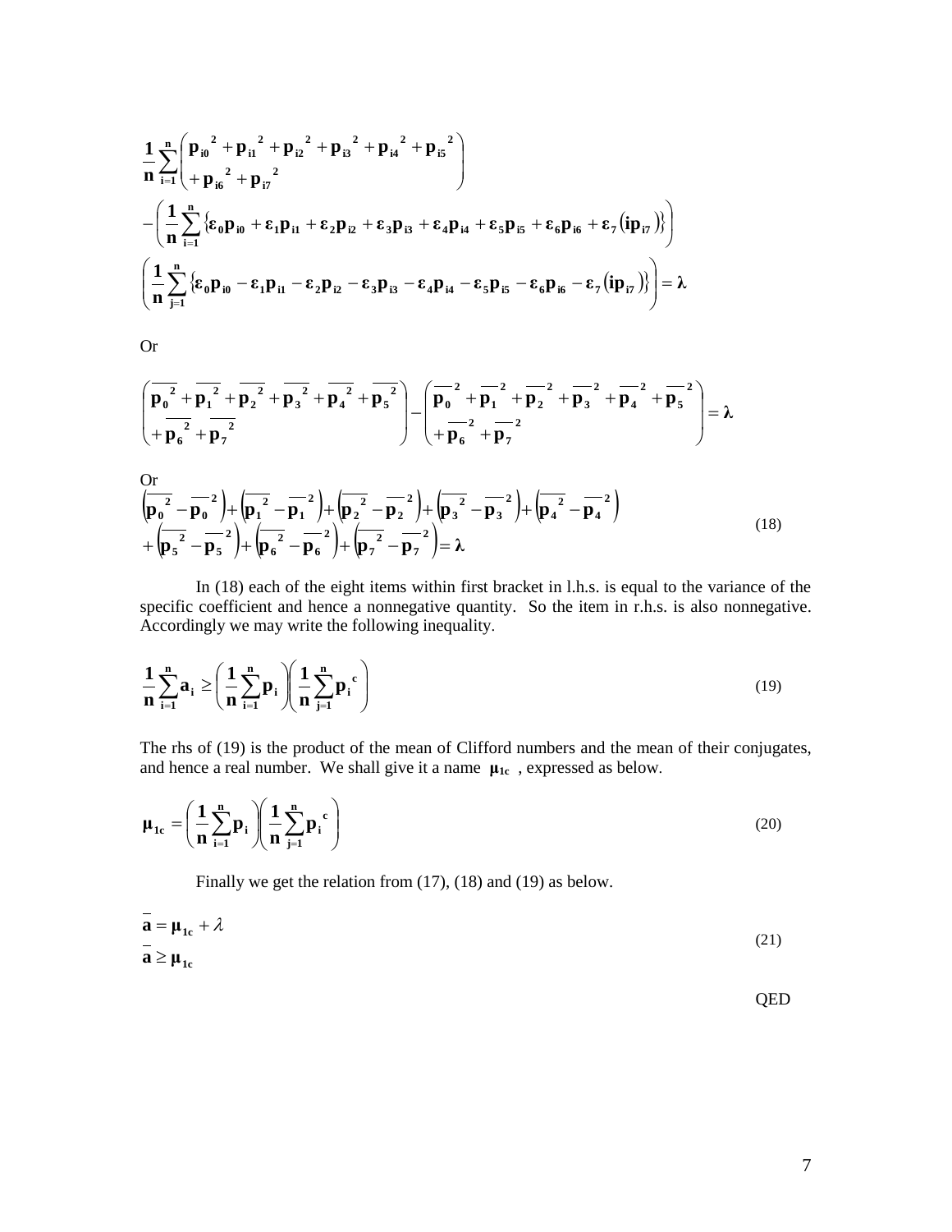$$
\frac{1}{n}\sum_{i=1}^{n}\begin{pmatrix} p_{i0}{}^{2}+p_{i1}{}^{2}+p_{i2}{}^{2}+p_{i3}{}^{2}+p_{i4}{}^{2}+p_{i5}{}^{2} \\ +p_{i6}{}^{2}+p_{i7}{}^{2} \end{pmatrix}
$$
$$
-\left(\frac{1}{n}\sum_{i=1}^{n}\left\{\varepsilon_0 p_{i0}+\varepsilon_1 p_{i1}+\varepsilon_2 p_{i2}+\varepsilon_3 p_{i3}+\varepsilon_4 p_{i4}+\varepsilon_5 p_{i5}+\varepsilon_6 p_{i6}+\varepsilon_7\left(ip_{i7}\right)\right\}\right)
$$
$$
\left(\frac{1}{n}\sum_{j=1}^{n}\left\{\varepsilon_0 p_{i0}-\varepsilon_1 p_{i1}-\varepsilon_2 p_{i2}-\varepsilon_3 p_{i3}-\varepsilon_4 p_{i4}-\varepsilon_5 p_{i5}-\varepsilon_6 p_{i6}-\varepsilon_7\left(ip_{i7}\right)\right\}\right)=\lambda
$$

Or

$$
\begin{pmatrix} \overline{p_0{}^{2}}+\overline{p_1{}^{2}}+\overline{p_2{}^{2}}+\overline{p_3{}^{2}}+\overline{p_4{}^{2}}+\overline{p_5{}^{2}} \\ +\overline{p_6{}^{2}}+\overline{p_7{}^{2}} \end{pmatrix}-\begin{pmatrix} \overline{p_0}^{2}+\overline{p_1}^{2}+\overline{p_2}^{2}+\overline{p_3}^{2}+\overline{p_4}^{2}+\overline{p_5}^{2} \\ +\overline{p_6}^{2}+\overline{p_7}^{2} \end{pmatrix}=\lambda
$$

Or

$$
\begin{aligned}
&\left(\overline{p_0{}^{2}}-\overline{p_0}^{2}\right)+\left(\overline{p_1{}^{2}}-\overline{p_1}^{2}\right)+\left(\overline{p_2{}^{2}}-\overline{p_2}^{2}\right)+\left(\overline{p_3{}^{2}}-\overline{p_3}^{2}\right)+\left(\overline{p_4{}^{2}}-\overline{p_4}^{2}\right) \\
&+\left(\overline{p_5{}^{2}}-\overline{p_5}^{2}\right)+\left(\overline{p_6{}^{2}}-\overline{p_6}^{2}\right)+\left(\overline{p_7{}^{2}}-\overline{p_7}^{2}\right)=\lambda
\end{aligned} \tag{18}
$$

In (18) each of the eight items within first bracket in l.h.s. is equal to the variance of the specific coefficient and hence a nonnegative quantity. So the item in r.h.s. is also nonnegative. Accordingly we may write the following inequality.

$$
\frac{1}{n}\sum_{i=1}^{n}a_i \geq \left(\frac{1}{n}\sum_{i=1}^{n}p_i\right)\left(\frac{1}{n}\sum_{j=1}^{n}p_i{}^{c}\right) \tag{19}
$$

The rhs of (19) is the product of the mean of Clifford numbers and the mean of their conjugates, and hence a real number. We shall give it a name $\mu_{1c}$, expressed as below.

$$
\mu_{1c}=\left(\frac{1}{n}\sum_{i=1}^{n}p_i\right)\left(\frac{1}{n}\sum_{j=1}^{n}p_i{}^{c}\right) \tag{20}
$$

Finally we get the relation from (17), (18) and (19) as below.

$$
\begin{aligned}
\bar{a} &= \mu_{1c}+\lambda \\
\bar{a} &\geq \mu_{1c}
\end{aligned} \tag{21}
$$

QED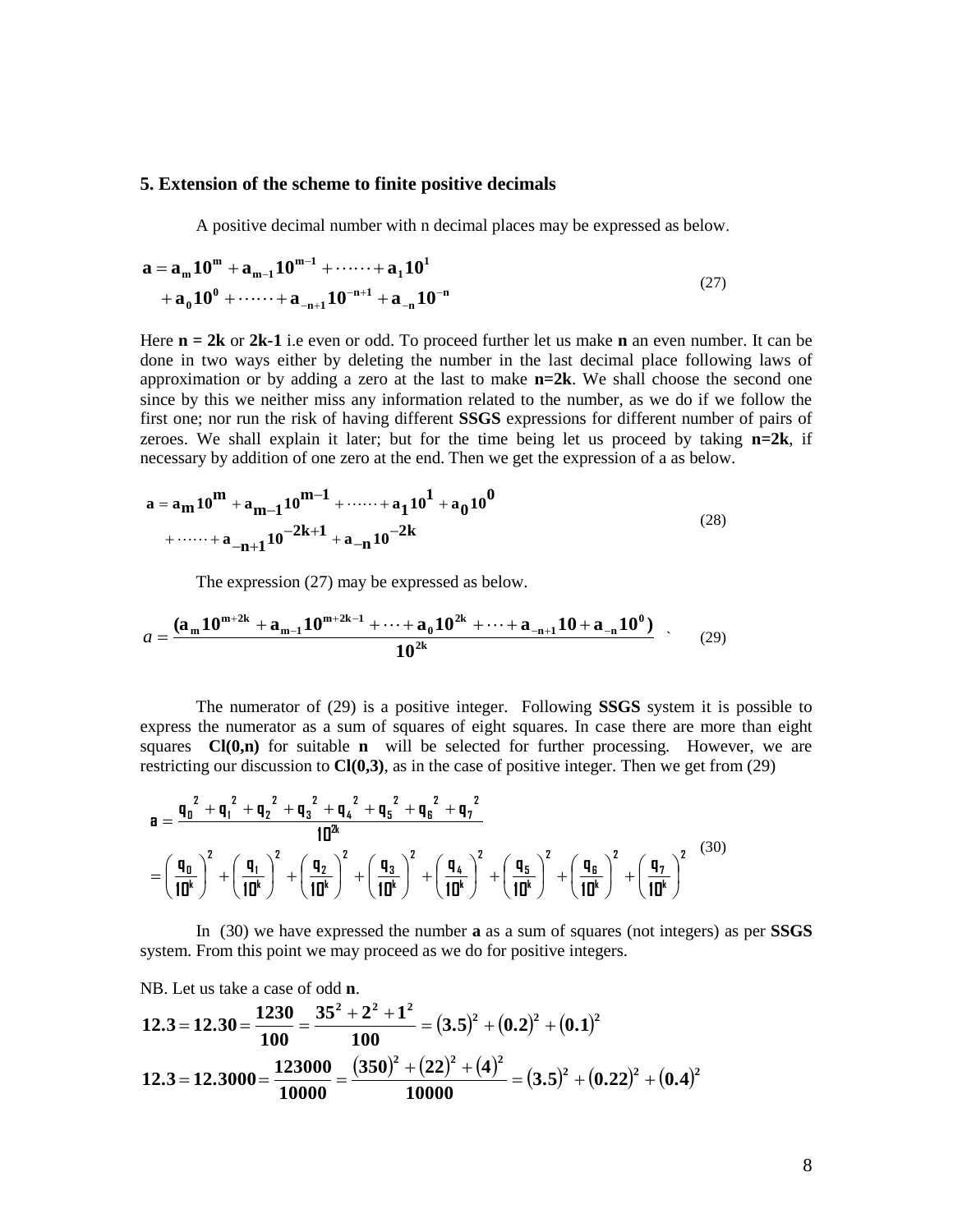### 5. Extension of the scheme to finite positive decimals

A positive decimal number with n decimal places may be expressed as below.

$$\mathbf{a} = \mathbf{a_m 10^m} + \mathbf{a_{m-1} 10^{m-1}} + \cdots\cdots + \mathbf{a_1 10^1} + \mathbf{a_0 10^0} + \cdots\cdots + \mathbf{a_{-n+1} 10^{-n+1}} + \mathbf{a_{-n} 10^{-n}} \tag{27}$$

Here **n = 2k** or **2k-1** i.e even or odd. To proceed further let us make **n** an even number. It can be done in two ways either by deleting the number in the last decimal place following laws of approximation or by adding a zero at the last to make **n=2k**. We shall choose the second one since by this we neither miss any information related to the number, as we do if we follow the first one; nor run the risk of having different **SSGS** expressions for different number of pairs of zeroes. We shall explain it later; but for the time being let us proceed by taking **n=2k**, if necessary by addition of one zero at the end. Then we get the expression of a as below.

$$\mathbf{a} = \mathbf{a_m 10^m} + \mathbf{a_{m-1} 10^{m-1}} + \cdots\cdots + \mathbf{a_1 10^1} + \mathbf{a_0 10^0} + \cdots\cdots + \mathbf{a_{-n+1} 10^{-2k+1}} + \mathbf{a_{-n} 10^{-2k}} \tag{28}$$

The expression (27) may be expressed as below.

$$a = \frac{(\mathbf{a_m 10^{m+2k}} + \mathbf{a_{m-1} 10^{m+2k-1}} + \cdots + \mathbf{a_0 10^{2k}} + \cdots + \mathbf{a_{-n+1} 10} + \mathbf{a_{-n} 10^0})}{\mathbf{10^{2k}}} \tag{29}$$

The numerator of (29) is a positive integer. Following **SSGS** system it is possible to express the numerator as a sum of squares of eight squares. In case there are more than eight squares **Cl(0,n)** for suitable **n** will be selected for further processing. However, we are restricting our discussion to **Cl(0,3)**, as in the case of positive integer. Then we get from (29)

$$\begin{aligned}
\mathbf{a} &= \frac{\mathbf{q_0}^2 + \mathbf{q_1}^2 + \mathbf{q_2}^2 + \mathbf{q_3}^2 + \mathbf{q_4}^2 + \mathbf{q_5}^2 + \mathbf{q_6}^2 + \mathbf{q_7}^2}{\mathbf{10^{2k}}} \\
&= \left(\frac{\mathbf{q_0}}{\mathbf{10^k}}\right)^2 + \left(\frac{\mathbf{q_1}}{\mathbf{10^k}}\right)^2 + \left(\frac{\mathbf{q_2}}{\mathbf{10^k}}\right)^2 + \left(\frac{\mathbf{q_3}}{\mathbf{10^k}}\right)^2 + \left(\frac{\mathbf{q_4}}{\mathbf{10^k}}\right)^2 + \left(\frac{\mathbf{q_5}}{\mathbf{10^k}}\right)^2 + \left(\frac{\mathbf{q_6}}{\mathbf{10^k}}\right)^2 + \left(\frac{\mathbf{q_7}}{\mathbf{10^k}}\right)^2
\end{aligned} \tag{30}$$

In (30) we have expressed the number **a** as a sum of squares (not integers) as per **SSGS** system. From this point we may proceed as we do for positive integers.

NB. Let us take a case of odd **n**.

$$\mathbf{12.3 = 12.30 = \frac{1230}{100} = \frac{35^2 + 2^2 + 1^2}{100} = (3.5)^2 + (0.2)^2 + (0.1)^2}$$

$$\mathbf{12.3 = 12.3000 = \frac{123000}{10000} = \frac{(350)^2 + (22)^2 + (4)^2}{10000} = (3.5)^2 + (0.22)^2 + (0.4)^2}$$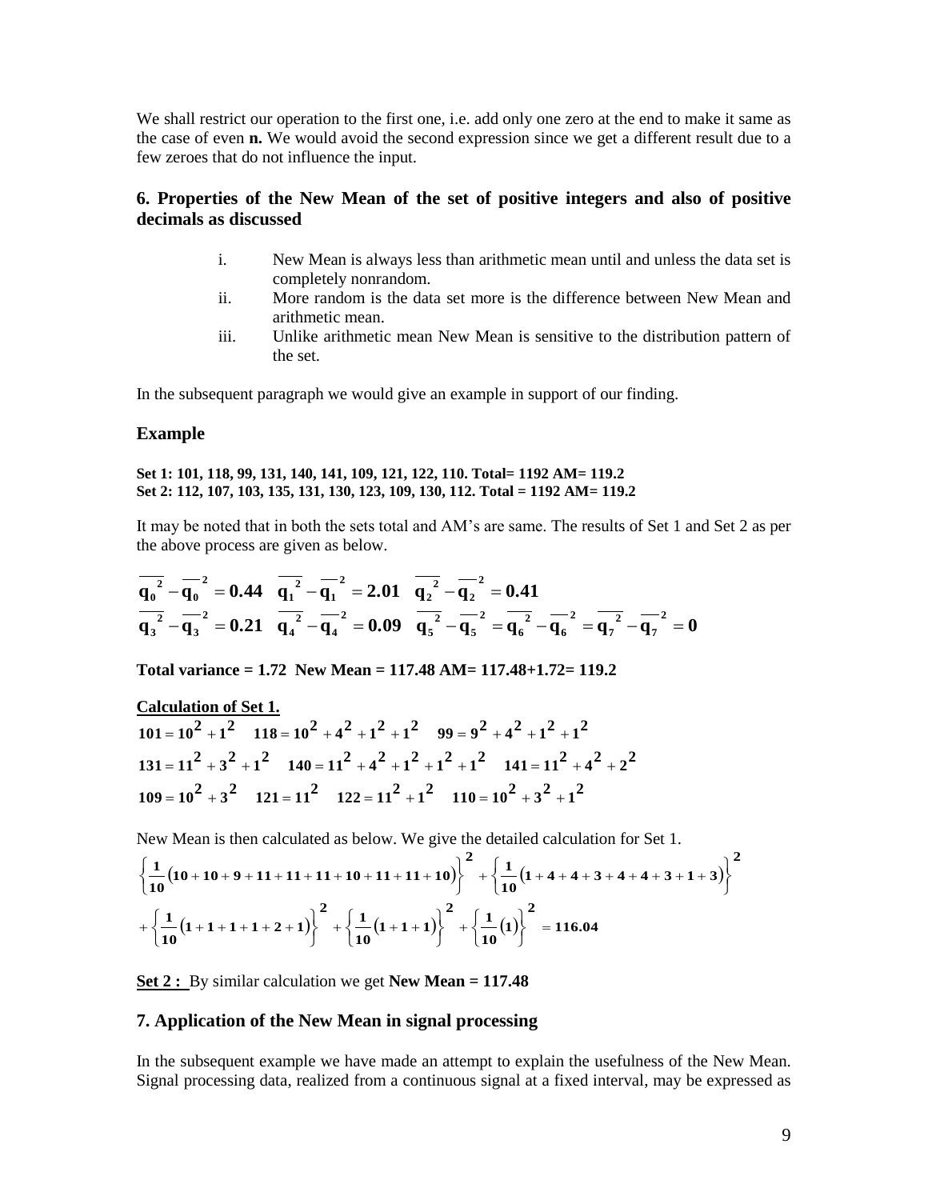We shall restrict our operation to the first one, i.e. add only one zero at the end to make it same as the case of even **n.** We would avoid the second expression since we get a different result due to a few zeroes that do not influence the input.

### 6. Properties of the New Mean of the set of positive integers and also of positive decimals as discussed

i. New Mean is always less than arithmetic mean until and unless the data set is completely nonrandom.

ii. More random is the data set more is the difference between New Mean and arithmetic mean.

iii. Unlike arithmetic mean New Mean is sensitive to the distribution pattern of the set.

In the subsequent paragraph we would give an example in support of our finding.

### Example

**Set 1: 101, 118, 99, 131, 140, 141, 109, 121, 122, 110. Total= 1192 AM= 119.2**
**Set 2: 112, 107, 103, 135, 131, 130, 123, 109, 130, 112. Total = 1192 AM= 119.2**

It may be noted that in both the sets total and AM's are same. The results of Set 1 and Set 2 as per the above process are given as below.

$$\overline{q_0^2} - \overline{q_0}^2 = 0.44 \quad \overline{q_1^2} - \overline{q_1}^2 = 2.01 \quad \overline{q_2^2} - \overline{q_2}^2 = 0.41$$

$$\overline{q_3^2} - \overline{q_3}^2 = 0.21 \quad \overline{q_4^2} - \overline{q_4}^2 = 0.09 \quad \overline{q_5^2} - \overline{q_5}^2 = \overline{q_6^2} - \overline{q_6}^2 = \overline{q_7^2} - \overline{q_7}^2 = 0$$

**Total variance = 1.72 New Mean = 117.48 AM= 117.48+1.72= 119.2**

**Calculation of Set 1.**

$$101 = 10^2 + 1^2 \quad 118 = 10^2 + 4^2 + 1^2 + 1^2 \quad 99 = 9^2 + 4^2 + 1^2 + 1^2$$

$$131 = 11^2 + 3^2 + 1^2 \quad 140 = 11^2 + 4^2 + 1^2 + 1^2 + 1^2 \quad 141 = 11^2 + 4^2 + 2^2$$

$$109 = 10^2 + 3^2 \quad 121 = 11^2 \quad 122 = 11^2 + 1^2 \quad 110 = 10^2 + 3^2 + 1^2$$

New Mean is then calculated as below. We give the detailed calculation for Set 1.

$$\left\{\frac{1}{10}(10+10+9+11+11+11+10+11+11+10)\right\}^2 + \left\{\frac{1}{10}(1+4+4+3+4+4+3+1+3)\right\}^2$$

$$+\left\{\frac{1}{10}(1+1+1+1+2+1)\right\}^2 + \left\{\frac{1}{10}(1+1+1)\right\}^2 + \left\{\frac{1}{10}(1)\right\}^2 = 116.04$$

**Set 2 :** By similar calculation we get **New Mean = 117.48**

### 7. Application of the New Mean in signal processing

In the subsequent example we have made an attempt to explain the usefulness of the New Mean. Signal processing data, realized from a continuous signal at a fixed interval, may be expressed as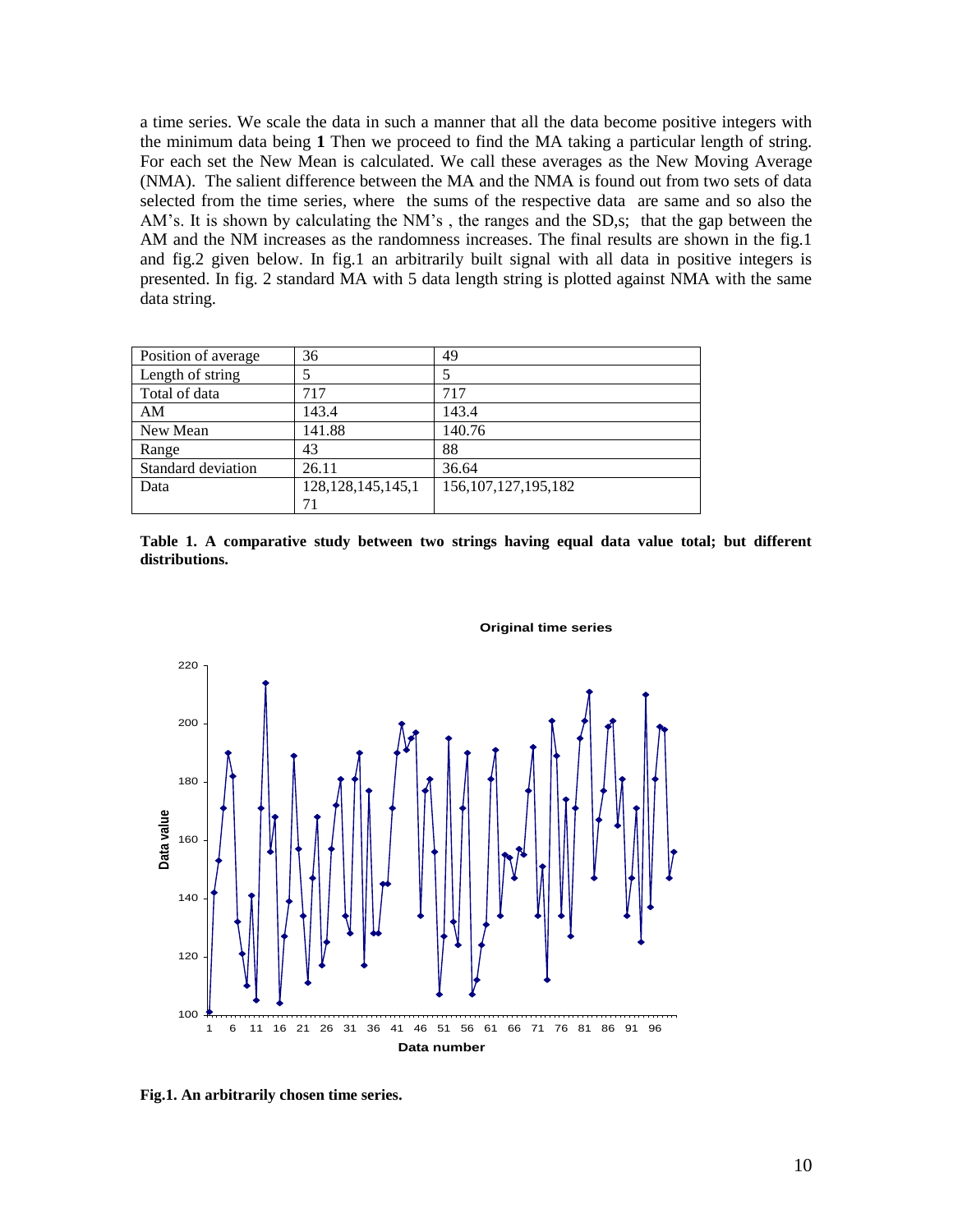a time series. We scale the data in such a manner that all the data become positive integers with the minimum data being **1** Then we proceed to find the MA taking a particular length of string. For each set the New Mean is calculated. We call these averages as the New Moving Average (NMA). The salient difference between the MA and the NMA is found out from two sets of data selected from the time series, where the sums of the respective data are same and so also the AM's. It is shown by calculating the NM's , the ranges and the SD,s; that the gap between the AM and the NM increases as the randomness increases. The final results are shown in the fig.1 and fig.2 given below. In fig.1 an arbitrarily built signal with all data in positive integers is presented. In fig. 2 standard MA with 5 data length string is plotted against NMA with the same data string.

| Position of average | 36 | 49 |
|---|---|---|
| Length of string | 5 | 5 |
| Total of data | 717 | 717 |
| AM | 143.4 | 143.4 |
| New Mean | 141.88 | 140.76 |
| Range | 43 | 88 |
| Standard deviation | 26.11 | 36.64 |
| Data | 128,128,145,145,171 | 156,107,127,195,182 |

**Table 1. A comparative study between two strings having equal data value total; but different distributions.**

**Fig.1. An arbitrarily chosen time series.**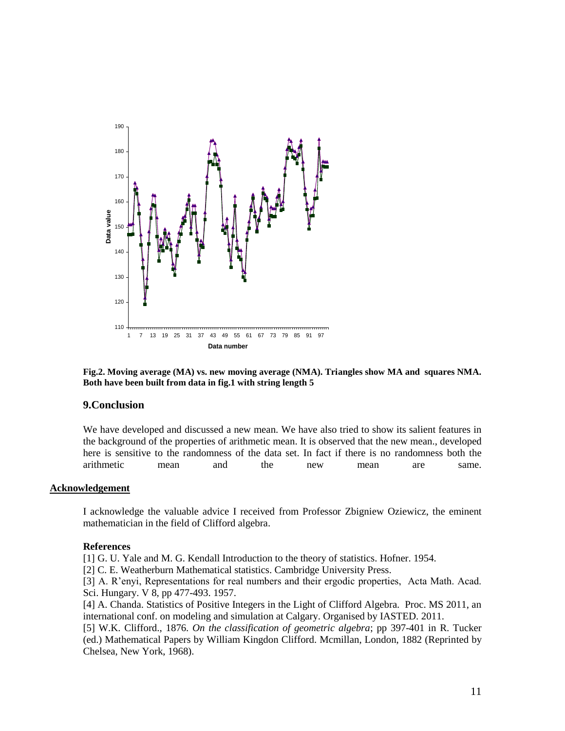**Fig.2. Moving average (MA) vs. new moving average (NMA). Triangles show MA and squares NMA. Both have been built from data in fig.1 with string length 5**

## 9.Conclusion

We have developed and discussed a new mean. We have also tried to show its salient features in the background of the properties of arithmetic mean. It is observed that the new mean., developed here is sensitive to the randomness of the data set. In fact if there is no randomness both the arithmetic mean and the new mean are same.

## Acknowledgement

I acknowledge the valuable advice I received from Professor Zbigniew Oziewicz, the eminent mathematician in the field of Clifford algebra.

### References

[1] G. U. Yale and M. G. Kendall Introduction to the theory of statistics. Hofner. 1954.

[2] C. E. Weatherburn Mathematical statistics. Cambridge University Press.

[3] A. R'enyi, Representations for real numbers and their ergodic properties, Acta Math. Acad. Sci. Hungary. V 8, pp 477-493. 1957.

[4] A. Chanda. Statistics of Positive Integers in the Light of Clifford Algebra. Proc. MS 2011, an international conf. on modeling and simulation at Calgary. Organised by IASTED. 2011.

[5] W.K. Clifford., 1876. *On the classification of geometric algebra*; pp 397-401 in R. Tucker (ed.) Mathematical Papers by William Kingdon Clifford. Mcmillan, London, 1882 (Reprinted by Chelsea, New York, 1968).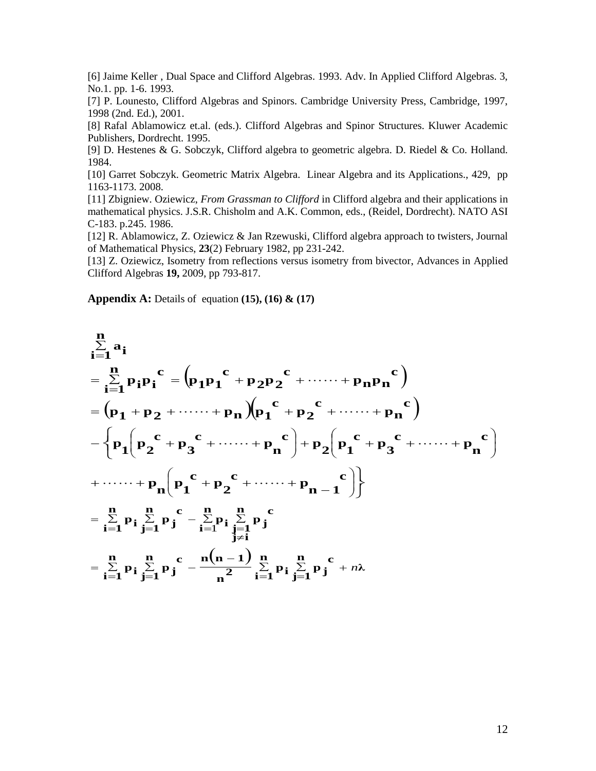[6] Jaime Keller , Dual Space and Clifford Algebras. 1993. Adv. In Applied Clifford Algebras. 3, No.1. pp. 1-6. 1993.

[7] P. Lounesto, Clifford Algebras and Spinors. Cambridge University Press, Cambridge, 1997, 1998 (2nd. Ed.), 2001.

[8] Rafal Ablamowicz et.al. (eds.). Clifford Algebras and Spinor Structures. Kluwer Academic Publishers, Dordrecht. 1995.

[9] D. Hestenes & G. Sobczyk, Clifford algebra to geometric algebra. D. Riedel & Co. Holland. 1984.

[10] Garret Sobczyk. Geometric Matrix Algebra. Linear Algebra and its Applications., 429, pp 1163-1173. 2008.

[11] Zbigniew. Oziewicz, *From Grassman to Clifford* in Clifford algebra and their applications in mathematical physics. J.S.R. Chisholm and A.K. Common, eds., (Reidel, Dordrecht). NATO ASI C-183. p.245. 1986.

[12] R. Ablamowicz, Z. Oziewicz & Jan Rzewuski, Clifford algebra approach to twisters, Journal of Mathematical Physics, **23**(2) February 1982, pp 231-242.

[13] Z. Oziewicz, Isometry from reflections versus isometry from bivector, Advances in Applied Clifford Algebras **19,** 2009, pp 793-817.

**Appendix A:** Details of equation **(15), (16) & (17)**

$$
\begin{aligned}
&\sum_{i=1}^{n} \mathbf{a_i} \\
&= \sum_{i=1}^{n} \mathbf{p_i p_i}^{\mathbf{c}} = \left(\mathbf{p_1 p_1}^{\mathbf{c}} + \mathbf{p_2 p_2}^{\mathbf{c}} + \cdots\cdots + \mathbf{p_n p_n}^{\mathbf{c}}\right) \\
&= \left(\mathbf{p_1} + \mathbf{p_2} + \cdots\cdots + \mathbf{p_n}\right)\left(\mathbf{p_1}^{\mathbf{c}} + \mathbf{p_2}^{\mathbf{c}} + \cdots\cdots + \mathbf{p_n}^{\mathbf{c}}\right) \\
&- \left\{\mathbf{p_1}\left(\mathbf{p_2}^{\mathbf{c}} + \mathbf{p_3}^{\mathbf{c}} + \cdots\cdots + \mathbf{p_n}^{\mathbf{c}}\right) + \mathbf{p_2}\left(\mathbf{p_1}^{\mathbf{c}} + \mathbf{p_3}^{\mathbf{c}} + \cdots\cdots + \mathbf{p_n}^{\mathbf{c}}\right)\right. \\
&\left. + \cdots\cdots + \mathbf{p_n}\left(\mathbf{p_1}^{\mathbf{c}} + \mathbf{p_2}^{\mathbf{c}} + \cdots\cdots + \mathbf{p_{n-1}}^{\mathbf{c}}\right)\right\} \\
&= \sum_{i=1}^{n} \mathbf{p_i} \sum_{j=1}^{n} \mathbf{p_j}^{\mathbf{c}} - \sum_{i=1}^{n} \mathbf{p_i} \sum_{\substack{j=1 \\ j \neq i}}^{n} \mathbf{p_j}^{\mathbf{c}} \\
&= \sum_{i=1}^{n} \mathbf{p_i} \sum_{j=1}^{n} \mathbf{p_j}^{\mathbf{c}} - \frac{\mathbf{n}(\mathbf{n}-\mathbf{1})}{\mathbf{n}^{\mathbf{2}}} \sum_{i=1}^{n} \mathbf{p_i} \sum_{j=1}^{n} \mathbf{p_j}^{\mathbf{c}} + n\lambda
\end{aligned}
$$